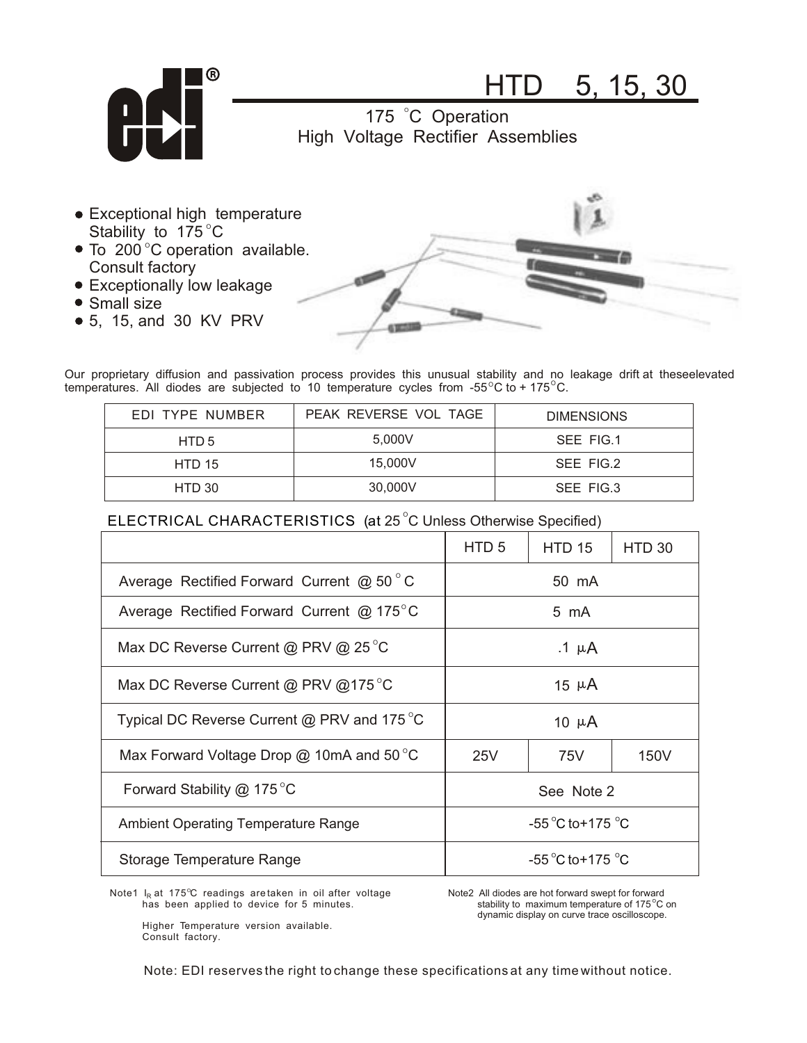# HTD 5, 15, 30

## 175 °C Operation
## High Voltage Rectifier Assemblies

- Exceptional high temperature Stability to 175 °C
- To 200 °C operation available. Consult factory
- Exceptionally low leakage
- Small size
- 5, 15, and 30 KV PRV

Our proprietary diffusion and passivation process provides this unusual stability and no leakage drift at theseelevated temperatures. All diodes are subjected to 10 temperature cycles from -55°C to + 175°C.

| EDI TYPE NUMBER | PEAK REVERSE VOL TAGE | DIMENSIONS |
|---|---|---|
| HTD 5 | 5,000V | SEE FIG.1 |
| HTD 15 | 15,000V | SEE FIG.2 |
| HTD 30 | 30,000V | SEE FIG.3 |

### ELECTRICAL CHARACTERISTICS (at 25 °C Unless Otherwise Specified)

| | HTD 5 | HTD 15 | HTD 30 |
|---|---|---|---|
| Average Rectified Forward Current @ 50 ° C | 50 mA | | |
| Average Rectified Forward Current @ 175°C | 5 mA | | |
| Max DC Reverse Current @ PRV @ 25 °C | .1 μA | | |
| Max DC Reverse Current @ PRV @175 °C | 15 μA | | |
| Typical DC Reverse Current @ PRV and 175 °C | 10 μA | | |
| Max Forward Voltage Drop @ 10mA and 50 °C | 25V | 75V | 150V |
| Forward Stability @ 175 °C | See Note 2 | | |
| Ambient Operating Temperature Range | -55 °C to+175 °C | | |
| Storage Temperature Range | -55 °C to+175 °C | | |

Note1 $I_R$ at 175°C readings are taken in oil after voltage has been applied to device for 5 minutes.

Higher Temperature version available. Consult factory.

Note2 All diodes are hot forward swept for forward stability to maximum temperature of 175°C on dynamic display on curve trace oscilloscope.

Note: EDI reserves the right to change these specifications at any time without notice.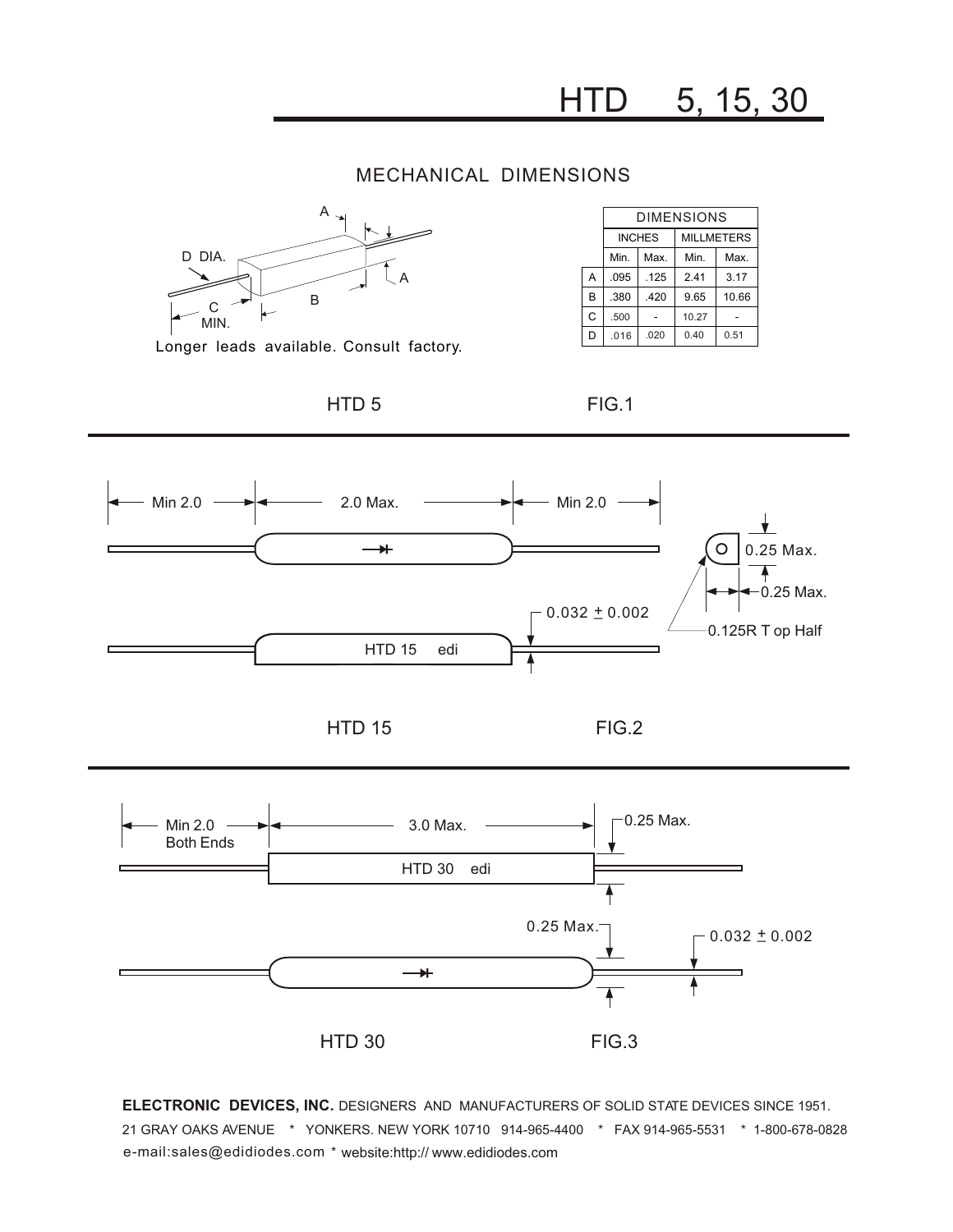# HTD 5, 15, 30

## MECHANICAL DIMENSIONS

A

D DIA.

A

B

C
MIN.

Longer leads available. Consult factory.

| | DIMENSIONS | | | |
|---|---|---|---|---|
| | INCHES | | MILLMETERS | |
| | Min. | Max. | Min. | Max. |
| A | .095 | .125 | 2.41 | 3.17 |
| B | .380 | .420 | 9.65 | 10.66 |
| C | .500 | - | 10.27 | - |
| D | .016 | .020 | 0.40 | 0.51 |

HTD 5 FIG.1

Min 2.0 2.0 Max. Min 2.0

0.25 Max.

0.25 Max.

0.032 ± 0.002

0.125R T op Half

HTD 15 edi

HTD 15 FIG.2

Min 2.0
Both Ends

3.0 Max.

0.25 Max.

HTD 30 edi

0.25 Max.

0.032 ± 0.002

HTD 30 FIG.3

**ELECTRONIC DEVICES, INC.** DESIGNERS AND MANUFACTURERS OF SOLID STATE DEVICES SINCE 1951.
21 GRAY OAKS AVENUE * YONKERS. NEW YORK 10710 914-965-4400 * FAX 914-965-5531 * 1-800-678-0828
e-mail:sales@edidiodes.com * website:http:// www.edidiodes.com